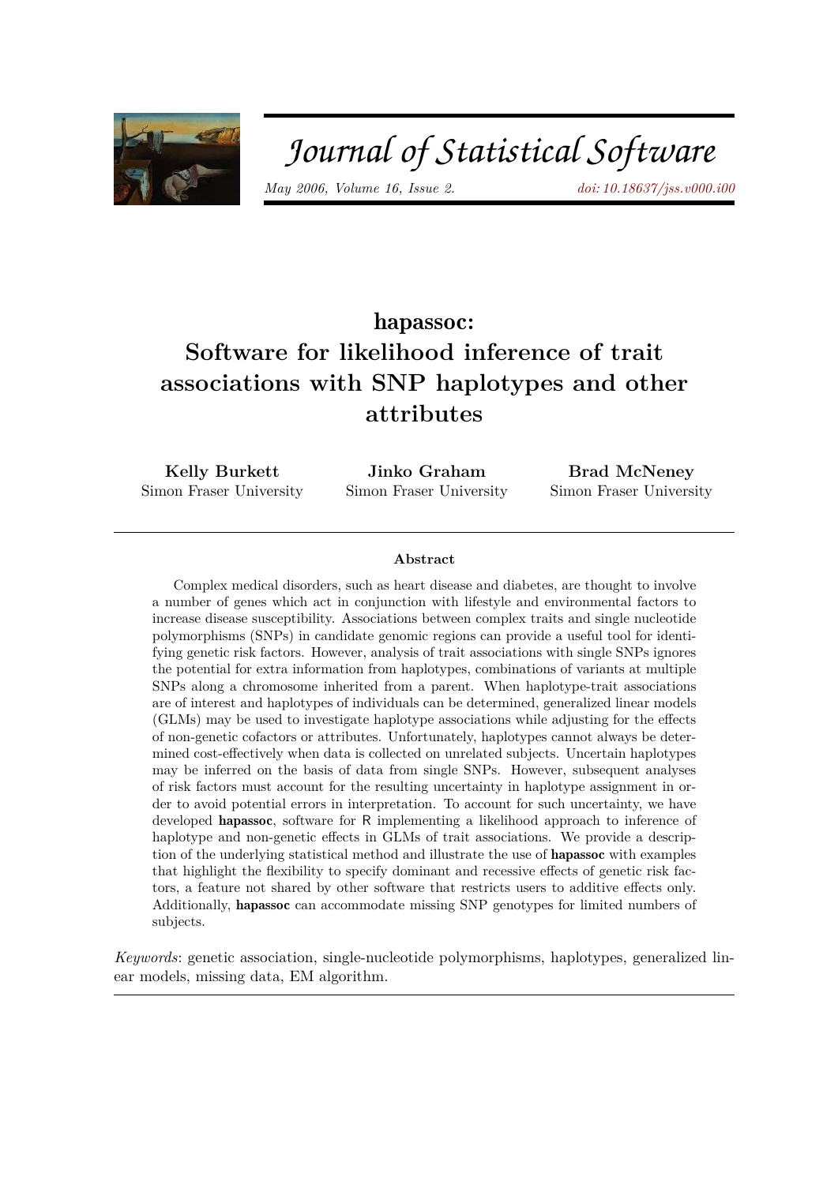# hapassoc: Software for likelihood inference of trait associations with SNP haplotypes and other attributes

**Kelly Burkett**
Simon Fraser University

**Jinko Graham**
Simon Fraser University

**Brad McNeney**
Simon Fraser University

## Abstract

Complex medical disorders, such as heart disease and diabetes, are thought to involve a number of genes which act in conjunction with lifestyle and environmental factors to increase disease susceptibility. Associations between complex traits and single nucleotide polymorphisms (SNPs) in candidate genomic regions can provide a useful tool for identifying genetic risk factors. However, analysis of trait associations with single SNPs ignores the potential for extra information from haplotypes, combinations of variants at multiple SNPs along a chromosome inherited from a parent. When haplotype-trait associations are of interest and haplotypes of individuals can be determined, generalized linear models (GLMs) may be used to investigate haplotype associations while adjusting for the effects of non-genetic cofactors or attributes. Unfortunately, haplotypes cannot always be determined cost-effectively when data is collected on unrelated subjects. Uncertain haplotypes may be inferred on the basis of data from single SNPs. However, subsequent analyses of risk factors must account for the resulting uncertainty in haplotype assignment in order to avoid potential errors in interpretation. To account for such uncertainty, we have developed **hapassoc**, software for R implementing a likelihood approach to inference of haplotype and non-genetic effects in GLMs of trait associations. We provide a description of the underlying statistical method and illustrate the use of **hapassoc** with examples that highlight the flexibility to specify dominant and recessive effects of genetic risk factors, a feature not shared by other software that restricts users to additive effects only. Additionally, **hapassoc** can accommodate missing SNP genotypes for limited numbers of subjects.

*Keywords*: genetic association, single-nucleotide polymorphisms, haplotypes, generalized linear models, missing data, EM algorithm.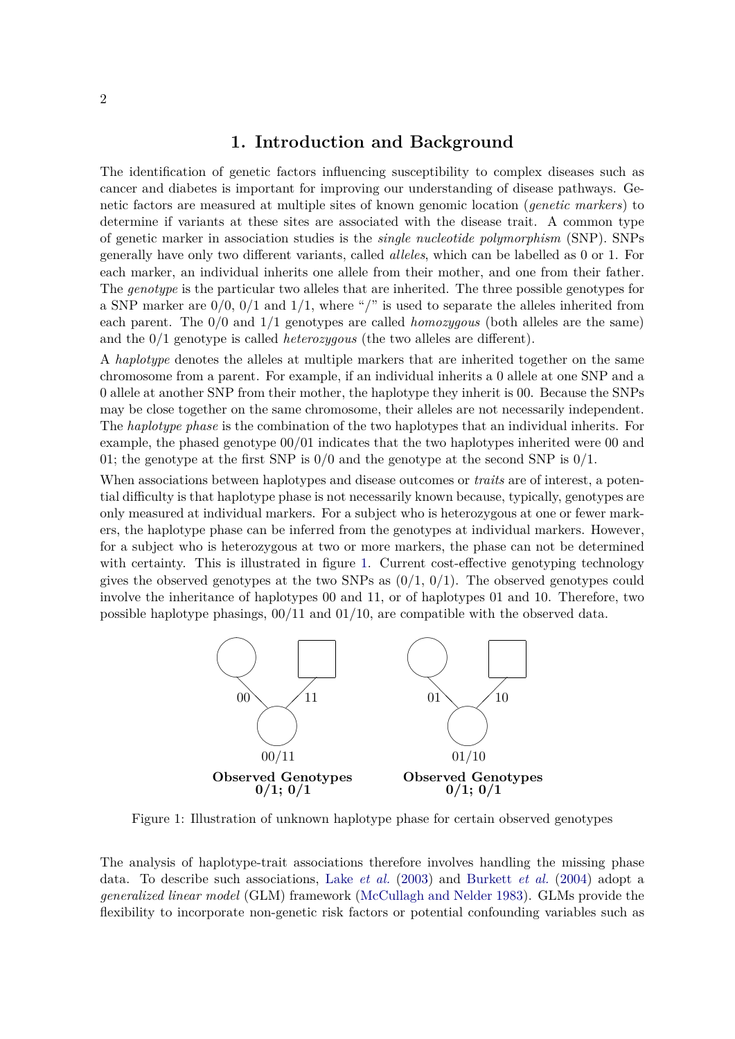## 1. Introduction and Background

The identification of genetic factors influencing susceptibility to complex diseases such as cancer and diabetes is important for improving our understanding of disease pathways. Genetic factors are measured at multiple sites of known genomic location (*genetic markers*) to determine if variants at these sites are associated with the disease trait. A common type of genetic marker in association studies is the *single nucleotide polymorphism* (SNP). SNPs generally have only two different variants, called *alleles*, which can be labelled as 0 or 1. For each marker, an individual inherits one allele from their mother, and one from their father. The *genotype* is the particular two alleles that are inherited. The three possible genotypes for a SNP marker are 0/0, 0/1 and 1/1, where "/" is used to separate the alleles inherited from each parent. The 0/0 and 1/1 genotypes are called *homozygous* (both alleles are the same) and the 0/1 genotype is called *heterozygous* (the two alleles are different).

A *haplotype* denotes the alleles at multiple markers that are inherited together on the same chromosome from a parent. For example, if an individual inherits a 0 allele at one SNP and a 0 allele at another SNP from their mother, the haplotype they inherit is 00. Because the SNPs may be close together on the same chromosome, their alleles are not necessarily independent. The *haplotype phase* is the combination of the two haplotypes that an individual inherits. For example, the phased genotype 00/01 indicates that the two haplotypes inherited were 00 and 01; the genotype at the first SNP is 0/0 and the genotype at the second SNP is 0/1.

When associations between haplotypes and disease outcomes or *traits* are of interest, a potential difficulty is that haplotype phase is not necessarily known because, typically, genotypes are only measured at individual markers. For a subject who is heterozygous at one or fewer markers, the haplotype phase can be inferred from the genotypes at individual markers. However, for a subject who is heterozygous at two or more markers, the phase can not be determined with certainty. This is illustrated in figure 1. Current cost-effective genotyping technology gives the observed genotypes at the two SNPs as (0/1, 0/1). The observed genotypes could involve the inheritance of haplotypes 00 and 11, or of haplotypes 01 and 10. Therefore, two possible haplotype phasings, 00/11 and 01/10, are compatible with the observed data.

00
11
00/11
**Observed Genotypes 0/1; 0/1**

01
10
01/10
**Observed Genotypes 0/1; 0/1**

Figure 1: Illustration of unknown haplotype phase for certain observed genotypes

The analysis of haplotype-trait associations therefore involves handling the missing phase data. To describe such associations, Lake *et al.* (2003) and Burkett *et al.* (2004) adopt a *generalized linear model* (GLM) framework (McCullagh and Nelder 1983). GLMs provide the flexibility to incorporate non-genetic risk factors or potential confounding variables such as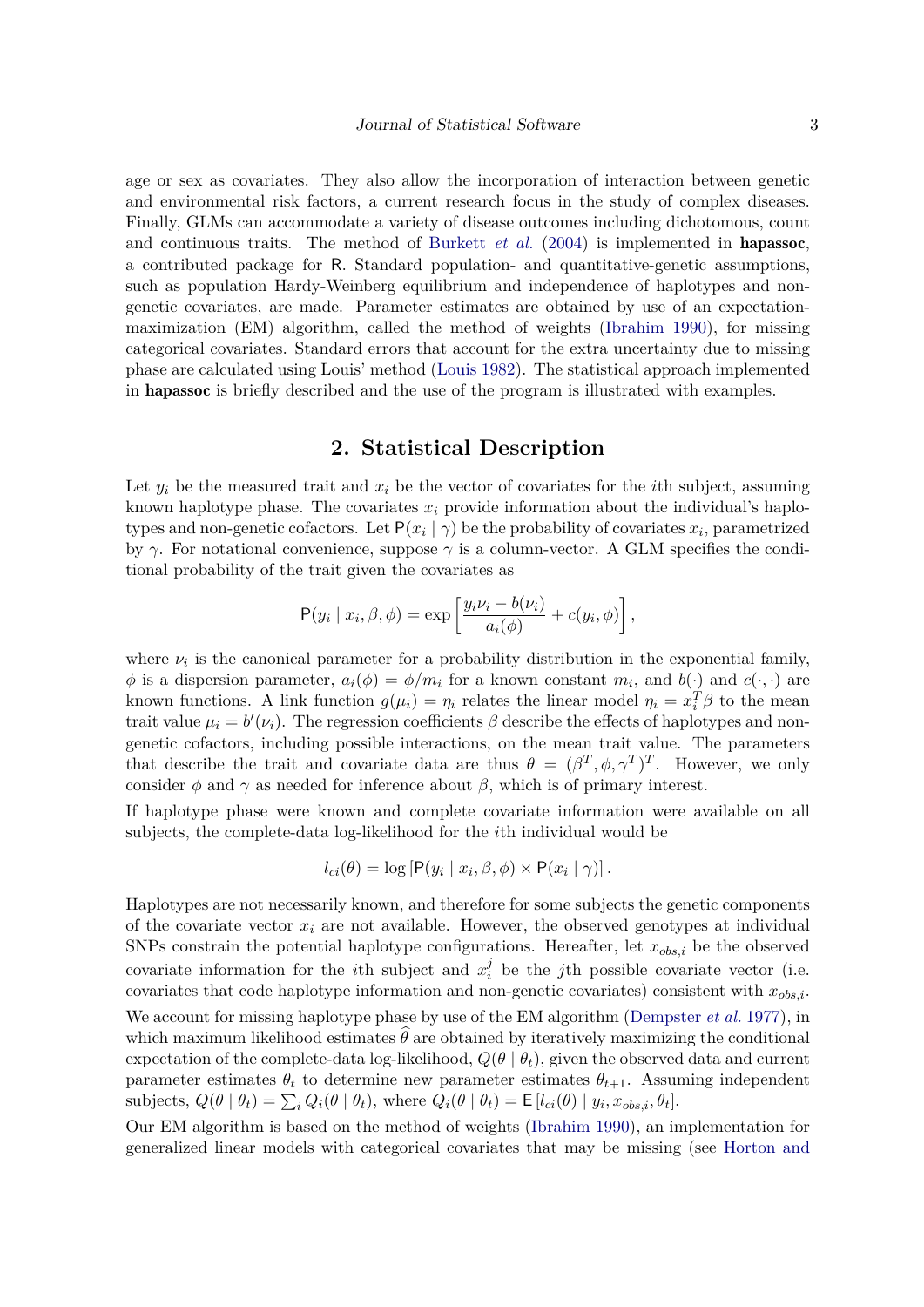age or sex as covariates. They also allow the incorporation of interaction between genetic and environmental risk factors, a current research focus in the study of complex diseases. Finally, GLMs can accommodate a variety of disease outcomes including dichotomous, count and continuous traits. The method of Burkett *et al.* (2004) is implemented in **hapassoc**, a contributed package for R. Standard population- and quantitative-genetic assumptions, such as population Hardy-Weinberg equilibrium and independence of haplotypes and non-genetic covariates, are made. Parameter estimates are obtained by use of an expectation-maximization (EM) algorithm, called the method of weights (Ibrahim 1990), for missing categorical covariates. Standard errors that account for the extra uncertainty due to missing phase are calculated using Louis' method (Louis 1982). The statistical approach implemented in **hapassoc** is briefly described and the use of the program is illustrated with examples.

## 2. Statistical Description

Let $y_i$ be the measured trait and $x_i$ be the vector of covariates for the $i$th subject, assuming known haplotype phase. The covariates $x_i$ provide information about the individual's haplotypes and non-genetic cofactors. Let $\mathsf{P}(x_i \mid \gamma)$ be the probability of covariates $x_i$, parametrized by $\gamma$. For notational convenience, suppose $\gamma$ is a column-vector. A GLM specifies the conditional probability of the trait given the covariates as

$$\mathsf{P}(y_i \mid x_i, \beta, \phi) = \exp\left[\frac{y_i \nu_i - b(\nu_i)}{a_i(\phi)} + c(y_i, \phi)\right],$$

where $\nu_i$ is the canonical parameter for a probability distribution in the exponential family, $\phi$ is a dispersion parameter, $a_i(\phi) = \phi/m_i$ for a known constant $m_i$, and $b(\cdot)$ and $c(\cdot,\cdot)$ are known functions. A link function $g(\mu_i) = \eta_i$ relates the linear model $\eta_i = x_i^T \beta$ to the mean trait value $\mu_i = b'(\nu_i)$. The regression coefficients $\beta$ describe the effects of haplotypes and non-genetic cofactors, including possible interactions, on the mean trait value. The parameters that describe the trait and covariate data are thus $\theta = (\beta^T, \phi, \gamma^T)^T$. However, we only consider $\phi$ and $\gamma$ as needed for inference about $\beta$, which is of primary interest.

If haplotype phase were known and complete covariate information were available on all subjects, the complete-data log-likelihood for the $i$th individual would be

$$l_{ci}(\theta) = \log\left[\mathsf{P}(y_i \mid x_i, \beta, \phi) \times \mathsf{P}(x_i \mid \gamma)\right].$$

Haplotypes are not necessarily known, and therefore for some subjects the genetic components of the covariate vector $x_i$ are not available. However, the observed genotypes at individual SNPs constrain the potential haplotype configurations. Hereafter, let $x_{obs,i}$ be the observed covariate information for the $i$th subject and $x_i^j$ be the $j$th possible covariate vector (i.e. covariates that code haplotype information and non-genetic covariates) consistent with $x_{obs,i}$.

We account for missing haplotype phase by use of the EM algorithm (Dempster *et al.* 1977), in which maximum likelihood estimates $\widehat{\theta}$ are obtained by iteratively maximizing the conditional expectation of the complete-data log-likelihood, $Q(\theta \mid \theta_t)$, given the observed data and current parameter estimates $\theta_t$ to determine new parameter estimates $\theta_{t+1}$. Assuming independent subjects, $Q(\theta \mid \theta_t) = \sum_i Q_i(\theta \mid \theta_t)$, where $Q_i(\theta \mid \theta_t) = \mathsf{E}\left[l_{ci}(\theta) \mid y_i, x_{obs,i}, \theta_t\right]$.

Our EM algorithm is based on the method of weights (Ibrahim 1990), an implementation for generalized linear models with categorical covariates that may be missing (see Horton and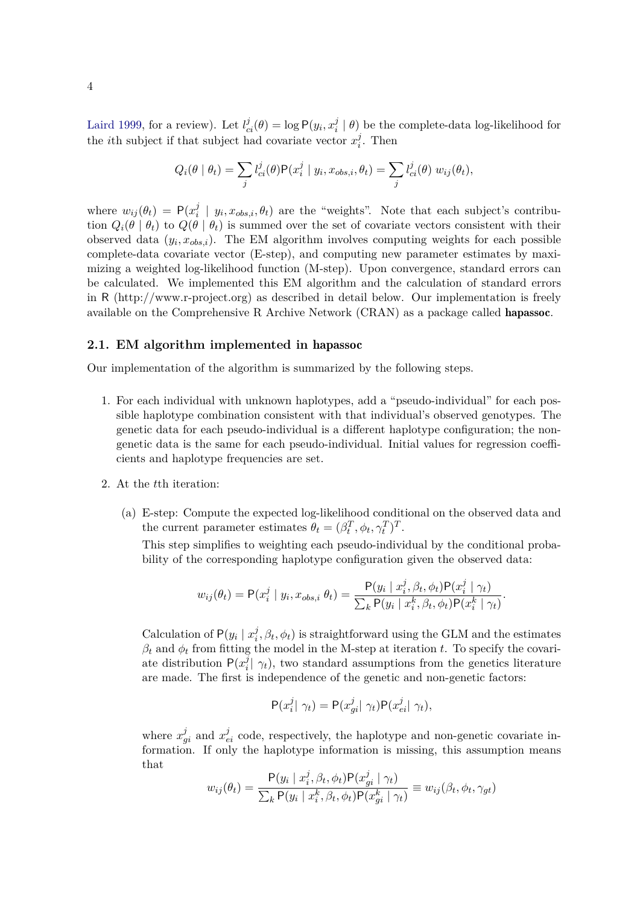Laird 1999, for a review). Let $l_{ci}^j(\theta) = \log \mathsf{P}(y_i, x_i^j \mid \theta)$ be the complete-data log-likelihood for the $i$th subject if that subject had covariate vector $x_i^j$. Then

$$Q_i(\theta \mid \theta_t) = \sum_j l_{ci}^j(\theta) \mathsf{P}(x_i^j \mid y_i, x_{obs,i}, \theta_t) = \sum_j l_{ci}^j(\theta)\ w_{ij}(\theta_t),$$

where $w_{ij}(\theta_t) = \mathsf{P}(x_i^j \mid y_i, x_{obs,i}, \theta_t)$ are the "weights". Note that each subject's contribution $Q_i(\theta \mid \theta_t)$ to $Q(\theta \mid \theta_t)$ is summed over the set of covariate vectors consistent with their observed data $(y_i, x_{obs,i})$. The EM algorithm involves computing weights for each possible complete-data covariate vector (E-step), and computing new parameter estimates by maximizing a weighted log-likelihood function (M-step). Upon convergence, standard errors can be calculated. We implemented this EM algorithm and the calculation of standard errors in R (http://www.r-project.org) as described in detail below. Our implementation is freely available on the Comprehensive R Archive Network (CRAN) as a package called **hapassoc**.

## 2.1. EM algorithm implemented in hapassoc

Our implementation of the algorithm is summarized by the following steps.

1. For each individual with unknown haplotypes, add a "pseudo-individual" for each possible haplotype combination consistent with that individual's observed genotypes. The genetic data for each pseudo-individual is a different haplotype configuration; the non-genetic data is the same for each pseudo-individual. Initial values for regression coefficients and haplotype frequencies are set.

2. At the $t$th iteration:

   (a) E-step: Compute the expected log-likelihood conditional on the observed data and the current parameter estimates $\theta_t = (\beta_t^T, \phi_t, \gamma_t^T)^T$.

   This step simplifies to weighting each pseudo-individual by the conditional probability of the corresponding haplotype configuration given the observed data:

   $$w_{ij}(\theta_t) = \mathsf{P}(x_i^j \mid y_i, x_{obs,i}\ \theta_t) = \frac{\mathsf{P}(y_i \mid x_i^j, \beta_t, \phi_t)\mathsf{P}(x_i^j \mid \gamma_t)}{\sum_k \mathsf{P}(y_i \mid x_i^k, \beta_t, \phi_t)\mathsf{P}(x_i^k \mid \gamma_t)}.$$

   Calculation of $\mathsf{P}(y_i \mid x_i^j, \beta_t, \phi_t)$ is straightforward using the GLM and the estimates $\beta_t$ and $\phi_t$ from fitting the model in the M-step at iteration $t$. To specify the covariate distribution $\mathsf{P}(x_i^j \mid \gamma_t)$, two standard assumptions from the genetics literature are made. The first is independence of the genetic and non-genetic factors:

   $$\mathsf{P}(x_i^j \mid \gamma_t) = \mathsf{P}(x_{gi}^j \mid \gamma_t)\mathsf{P}(x_{ei}^j \mid \gamma_t),$$

   where $x_{gi}^j$ and $x_{ei}^j$ code, respectively, the haplotype and non-genetic covariate information. If only the haplotype information is missing, this assumption means that

   $$w_{ij}(\theta_t) = \frac{\mathsf{P}(y_i \mid x_i^j, \beta_t, \phi_t)\mathsf{P}(x_{gi}^j \mid \gamma_t)}{\sum_k \mathsf{P}(y_i \mid x_i^k, \beta_t, \phi_t)\mathsf{P}(x_{gi}^k \mid \gamma_t)} \equiv w_{ij}(\beta_t, \phi_t, \gamma_{gt})$$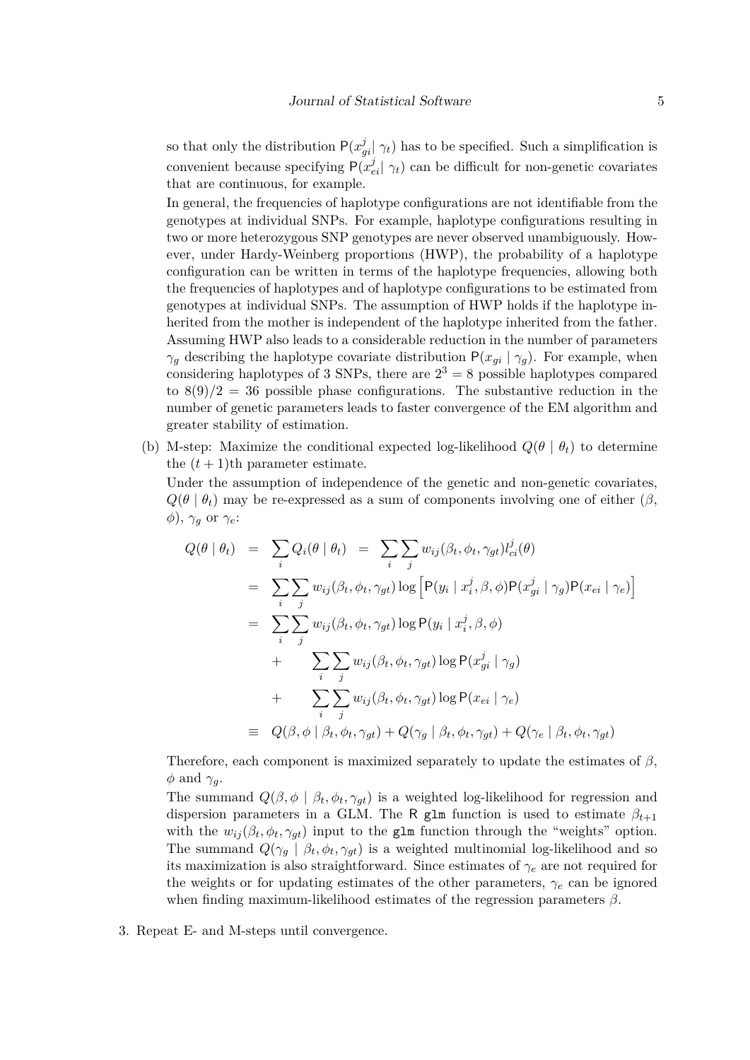so that only the distribution $\mathsf{P}(x^j_{gi} | \gamma_t)$ has to be specified. Such a simplification is convenient because specifying $\mathsf{P}(x^j_{ei} | \gamma_t)$ can be difficult for non-genetic covariates that are continuous, for example.

In general, the frequencies of haplotype configurations are not identifiable from the genotypes at individual SNPs. For example, haplotype configurations resulting in two or more heterozygous SNP genotypes are never observed unambiguously. However, under Hardy-Weinberg proportions (HWP), the probability of a haplotype configuration can be written in terms of the haplotype frequencies, allowing both the frequencies of haplotypes and of haplotype configurations to be estimated from genotypes at individual SNPs. The assumption of HWP holds if the haplotype inherited from the mother is independent of the haplotype inherited from the father. Assuming HWP also leads to a considerable reduction in the number of parameters $\gamma_g$ describing the haplotype covariate distribution $\mathsf{P}(x_{gi} \mid \gamma_g)$. For example, when considering haplotypes of 3 SNPs, there are $2^3 = 8$ possible haplotypes compared to $8(9)/2 = 36$ possible phase configurations. The substantive reduction in the number of genetic parameters leads to faster convergence of the EM algorithm and greater stability of estimation.

(b) M-step: Maximize the conditional expected log-likelihood $Q(\theta \mid \theta_t)$ to determine the $(t+1)$th parameter estimate.

Under the assumption of independence of the genetic and non-genetic covariates, $Q(\theta \mid \theta_t)$ may be re-expressed as a sum of components involving one of either $(\beta, \phi)$, $\gamma_g$ or $\gamma_e$:

$$
\begin{aligned}
Q(\theta \mid \theta_t) &= \sum_i Q_i(\theta \mid \theta_t) = \sum_i \sum_j w_{ij}(\beta_t, \phi_t, \gamma_{gt}) l^j_{ci}(\theta) \\
&= \sum_i \sum_j w_{ij}(\beta_t, \phi_t, \gamma_{gt}) \log \left[ \mathsf{P}(y_i \mid x^j_i, \beta, \phi) \mathsf{P}(x^j_{gi} \mid \gamma_g) \mathsf{P}(x_{ei} \mid \gamma_e) \right] \\
&= \sum_i \sum_j w_{ij}(\beta_t, \phi_t, \gamma_{gt}) \log \mathsf{P}(y_i \mid x^j_i, \beta, \phi) \\
&\quad + \sum_i \sum_j w_{ij}(\beta_t, \phi_t, \gamma_{gt}) \log \mathsf{P}(x^j_{gi} \mid \gamma_g) \\
&\quad + \sum_i \sum_j w_{ij}(\beta_t, \phi_t, \gamma_{gt}) \log \mathsf{P}(x_{ei} \mid \gamma_e) \\
&\equiv Q(\beta, \phi \mid \beta_t, \phi_t, \gamma_{gt}) + Q(\gamma_g \mid \beta_t, \phi_t, \gamma_{gt}) + Q(\gamma_e \mid \beta_t, \phi_t, \gamma_{gt})
\end{aligned}
$$

Therefore, each component is maximized separately to update the estimates of $\beta$, $\phi$ and $\gamma_g$.

The summand $Q(\beta, \phi \mid \beta_t, \phi_t, \gamma_{gt})$ is a weighted log-likelihood for regression and dispersion parameters in a GLM. The R `glm` function is used to estimate $\beta_{t+1}$ with the $w_{ij}(\beta_t, \phi_t, \gamma_{gt})$ input to the `glm` function through the "weights" option. The summand $Q(\gamma_g \mid \beta_t, \phi_t, \gamma_{gt})$ is a weighted multinomial log-likelihood and so its maximization is also straightforward. Since estimates of $\gamma_e$ are not required for the weights or for updating estimates of the other parameters, $\gamma_e$ can be ignored when finding maximum-likelihood estimates of the regression parameters $\beta$.

3. Repeat E- and M-steps until convergence.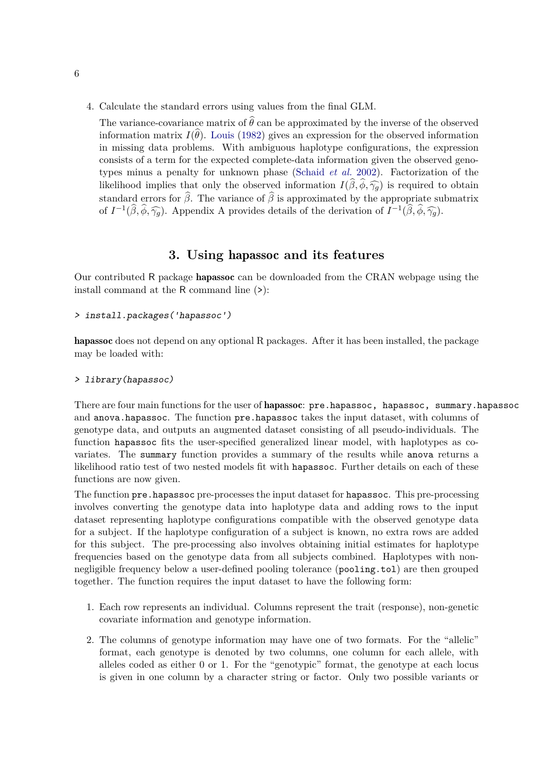4. Calculate the standard errors using values from the final GLM.

   The variance-covariance matrix of $\widehat{\theta}$ can be approximated by the inverse of the observed information matrix $I(\widehat{\theta})$. Louis (1982) gives an expression for the observed information in missing data problems. With ambiguous haplotype configurations, the expression consists of a term for the expected complete-data information given the observed genotypes minus a penalty for unknown phase (Schaid *et al.* 2002). Factorization of the likelihood implies that only the observed information $I(\widehat{\beta}, \widehat{\phi}, \widehat{\gamma_g})$ is required to obtain standard errors for $\widehat{\beta}$. The variance of $\widehat{\beta}$ is approximated by the appropriate submatrix of $I^{-1}(\widehat{\beta}, \widehat{\phi}, \widehat{\gamma_g})$. Appendix A provides details of the derivation of $I^{-1}(\widehat{\beta}, \widehat{\phi}, \widehat{\gamma_g})$.

# 3. Using hapassoc and its features

Our contributed R package **hapassoc** can be downloaded from the CRAN webpage using the install command at the R command line (>):

```
> install.packages('hapassoc')
```

**hapassoc** does not depend on any optional R packages. After it has been installed, the package may be loaded with:

```
> library(hapassoc)
```

There are four main functions for the user of **hapassoc**: `pre.hapassoc, hapassoc, summary.hapassoc` and `anova.hapassoc`. The function `pre.hapassoc` takes the input dataset, with columns of genotype data, and outputs an augmented dataset consisting of all pseudo-individuals. The function `hapassoc` fits the user-specified generalized linear model, with haplotypes as covariates. The `summary` function provides a summary of the results while `anova` returns a likelihood ratio test of two nested models fit with `hapassoc`. Further details on each of these functions are now given.

The function `pre.hapassoc` pre-processes the input dataset for `hapassoc`. This pre-processing involves converting the genotype data into haplotype data and adding rows to the input dataset representing haplotype configurations compatible with the observed genotype data for a subject. If the haplotype configuration of a subject is known, no extra rows are added for this subject. The pre-processing also involves obtaining initial estimates for haplotype frequencies based on the genotype data from all subjects combined. Haplotypes with non-negligible frequency below a user-defined pooling tolerance (`pooling.tol`) are then grouped together. The function requires the input dataset to have the following form:

1. Each row represents an individual. Columns represent the trait (response), non-genetic covariate information and genotype information.

2. The columns of genotype information may have one of two formats. For the "allelic" format, each genotype is denoted by two columns, one column for each allele, with alleles coded as either 0 or 1. For the "genotypic" format, the genotype at each locus is given in one column by a character string or factor. Only two possible variants or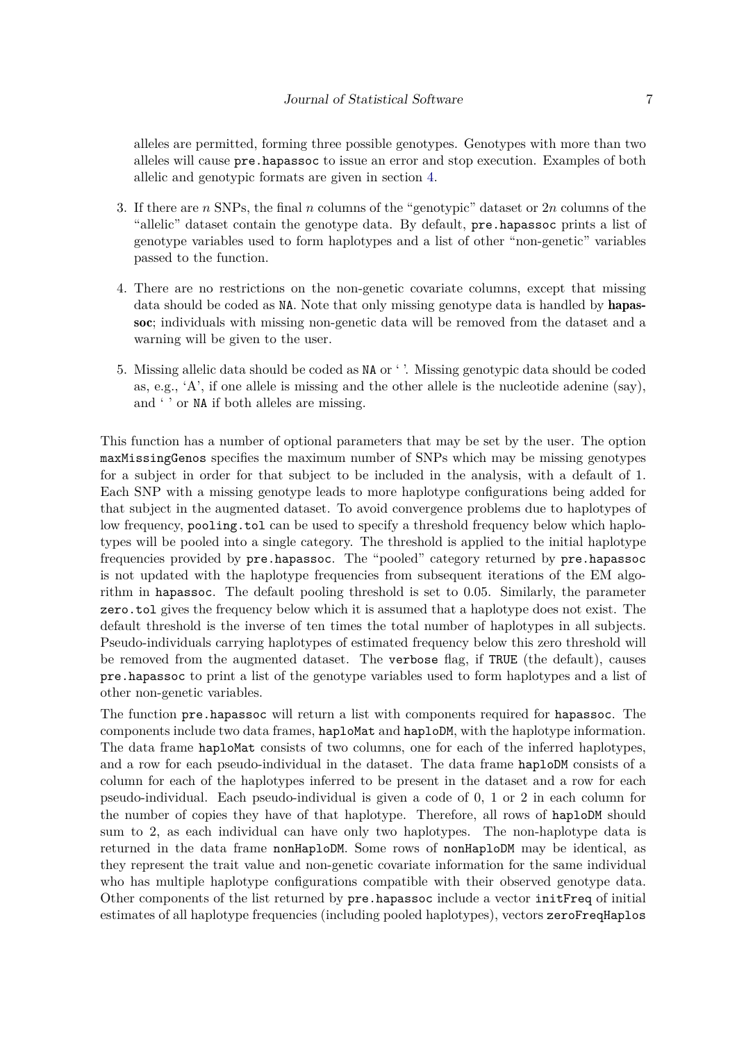alleles are permitted, forming three possible genotypes. Genotypes with more than two alleles will cause `pre.hapassoc` to issue an error and stop execution. Examples of both allelic and genotypic formats are given in section 4.

3. If there are $n$ SNPs, the final $n$ columns of the "genotypic" dataset or $2n$ columns of the "allelic" dataset contain the genotype data. By default, `pre.hapassoc` prints a list of genotype variables used to form haplotypes and a list of other "non-genetic" variables passed to the function.

4. There are no restrictions on the non-genetic covariate columns, except that missing data should be coded as `NA`. Note that only missing genotype data is handled by **hapassoc**; individuals with missing non-genetic data will be removed from the dataset and a warning will be given to the user.

5. Missing allelic data should be coded as `NA` or ' '. Missing genotypic data should be coded as, e.g., 'A', if one allele is missing and the other allele is the nucleotide adenine (say), and ' ' or `NA` if both alleles are missing.

This function has a number of optional parameters that may be set by the user. The option `maxMissingGenos` specifies the maximum number of SNPs which may be missing genotypes for a subject in order for that subject to be included in the analysis, with a default of 1. Each SNP with a missing genotype leads to more haplotype configurations being added for that subject in the augmented dataset. To avoid convergence problems due to haplotypes of low frequency, `pooling.tol` can be used to specify a threshold frequency below which haplotypes will be pooled into a single category. The threshold is applied to the initial haplotype frequencies provided by `pre.hapassoc`. The "pooled" category returned by `pre.hapassoc` is not updated with the haplotype frequencies from subsequent iterations of the EM algorithm in `hapassoc`. The default pooling threshold is set to 0.05. Similarly, the parameter `zero.tol` gives the frequency below which it is assumed that a haplotype does not exist. The default threshold is the inverse of ten times the total number of haplotypes in all subjects. Pseudo-individuals carrying haplotypes of estimated frequency below this zero threshold will be removed from the augmented dataset. The `verbose` flag, if `TRUE` (the default), causes `pre.hapassoc` to print a list of the genotype variables used to form haplotypes and a list of other non-genetic variables.

The function `pre.hapassoc` will return a list with components required for `hapassoc`. The components include two data frames, `haploMat` and `haploDM`, with the haplotype information. The data frame `haploMat` consists of two columns, one for each of the inferred haplotypes, and a row for each pseudo-individual in the dataset. The data frame `haploDM` consists of a column for each of the haplotypes inferred to be present in the dataset and a row for each pseudo-individual. Each pseudo-individual is given a code of 0, 1 or 2 in each column for the number of copies they have of that haplotype. Therefore, all rows of `haploDM` should sum to 2, as each individual can have only two haplotypes. The non-haplotype data is returned in the data frame `nonHaploDM`. Some rows of `nonHaploDM` may be identical, as they represent the trait value and non-genetic covariate information for the same individual who has multiple haplotype configurations compatible with their observed genotype data. Other components of the list returned by `pre.hapassoc` include a vector `initFreq` of initial estimates of all haplotype frequencies (including pooled haplotypes), vectors `zeroFreqHaplos`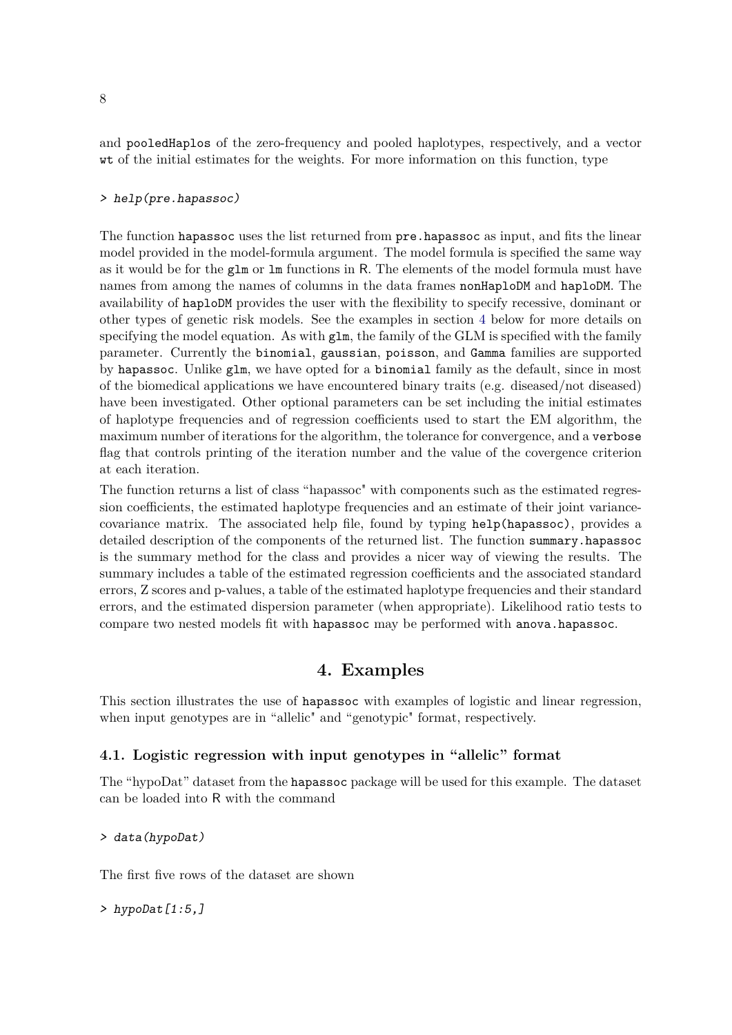and `pooledHaplos` of the zero-frequency and pooled haplotypes, respectively, and a vector `wt` of the initial estimates for the weights. For more information on this function, type

```
> help(pre.hapassoc)
```

The function `hapassoc` uses the list returned from `pre.hapassoc` as input, and fits the linear model provided in the model-formula argument. The model formula is specified the same way as it would be for the `glm` or `lm` functions in R. The elements of the model formula must have names from among the names of columns in the data frames `nonHaploDM` and `haploDM`. The availability of `haploDM` provides the user with the flexibility to specify recessive, dominant or other types of genetic risk models. See the examples in section 4 below for more details on specifying the model equation. As with `glm`, the family of the GLM is specified with the family parameter. Currently the `binomial`, `gaussian`, `poisson`, and `Gamma` families are supported by `hapassoc`. Unlike `glm`, we have opted for a `binomial` family as the default, since in most of the biomedical applications we have encountered binary traits (e.g. diseased/not diseased) have been investigated. Other optional parameters can be set including the initial estimates of haplotype frequencies and of regression coefficients used to start the EM algorithm, the maximum number of iterations for the algorithm, the tolerance for convergence, and a `verbose` flag that controls printing of the iteration number and the value of the covergence criterion at each iteration.

The function returns a list of class "hapassoc" with components such as the estimated regression coefficients, the estimated haplotype frequencies and an estimate of their joint variance-covariance matrix. The associated help file, found by typing `help(hapassoc)`, provides a detailed description of the components of the returned list. The function `summary.hapassoc` is the summary method for the class and provides a nicer way of viewing the results. The summary includes a table of the estimated regression coefficients and the associated standard errors, Z scores and p-values, a table of the estimated haplotype frequencies and their standard errors, and the estimated dispersion parameter (when appropriate). Likelihood ratio tests to compare two nested models fit with `hapassoc` may be performed with `anova.hapassoc`.

# 4. Examples

This section illustrates the use of `hapassoc` with examples of logistic and linear regression, when input genotypes are in "allelic" and "genotypic" format, respectively.

## 4.1. Logistic regression with input genotypes in "allelic" format

The "hypoDat" dataset from the `hapassoc` package will be used for this example. The dataset can be loaded into R with the command

```
> data(hypoDat)
```

The first five rows of the dataset are shown

```
> hypoDat[1:5,]
```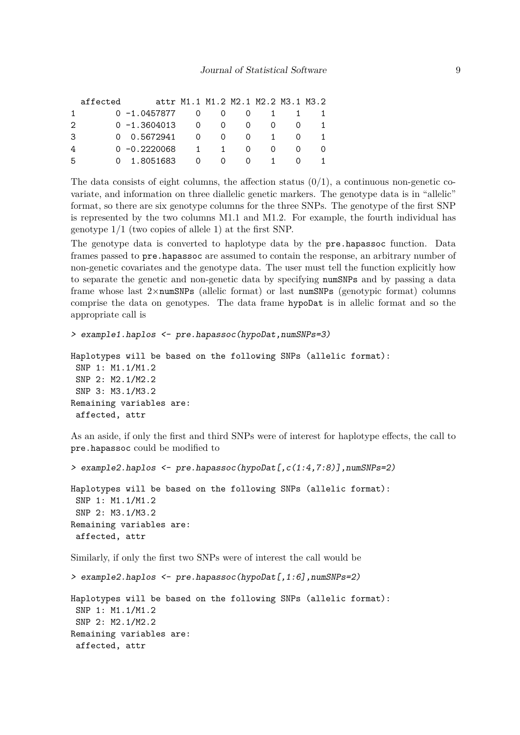```
  affected       attr M1.1 M1.2 M2.1 M2.2 M3.1 M3.2
1        0 -1.0457877    0    0    0    1    1    1
2        0 -1.3604013    0    0    0    0    0    1
3        0  0.5672941    0    0    0    1    0    1
4        0 -0.2220068    1    1    0    0    0    0
5        0  1.8051683    0    0    0    1    0    1
```

The data consists of eight columns, the affection status (0/1), a continuous non-genetic covariate, and information on three diallelic genetic markers. The genotype data is in "allelic" format, so there are six genotype columns for the three SNPs. The genotype of the first SNP is represented by the two columns M1.1 and M1.2. For example, the fourth individual has genotype 1/1 (two copies of allele 1) at the first SNP.

The genotype data is converted to haplotype data by the `pre.hapassoc` function. Data frames passed to `pre.hapassoc` are assumed to contain the response, an arbitrary number of non-genetic covariates and the genotype data. The user must tell the function explicitly how to separate the genetic and non-genetic data by specifying `numSNPs` and by passing a data frame whose last 2×`numSNPs` (allelic format) or last `numSNPs` (genotypic format) columns comprise the data on genotypes. The data frame `hypoDat` is in allelic format and so the appropriate call is

```
> example1.haplos <- pre.hapassoc(hypoDat,numSNPs=3)

Haplotypes will be based on the following SNPs (allelic format):
 SNP 1: M1.1/M1.2
 SNP 2: M2.1/M2.2
 SNP 3: M3.1/M3.2
Remaining variables are:
 affected, attr
```

As an aside, if only the first and third SNPs were of interest for haplotype effects, the call to `pre.hapassoc` could be modified to

```
> example2.haplos <- pre.hapassoc(hypoDat[,c(1:4,7:8)],numSNPs=2)

Haplotypes will be based on the following SNPs (allelic format):
 SNP 1: M1.1/M1.2
 SNP 2: M3.1/M3.2
Remaining variables are:
 affected, attr
```

Similarly, if only the first two SNPs were of interest the call would be

```
> example2.haplos <- pre.hapassoc(hypoDat[,1:6],numSNPs=2)

Haplotypes will be based on the following SNPs (allelic format):
 SNP 1: M1.1/M1.2
 SNP 2: M2.1/M2.2
Remaining variables are:
 affected, attr
```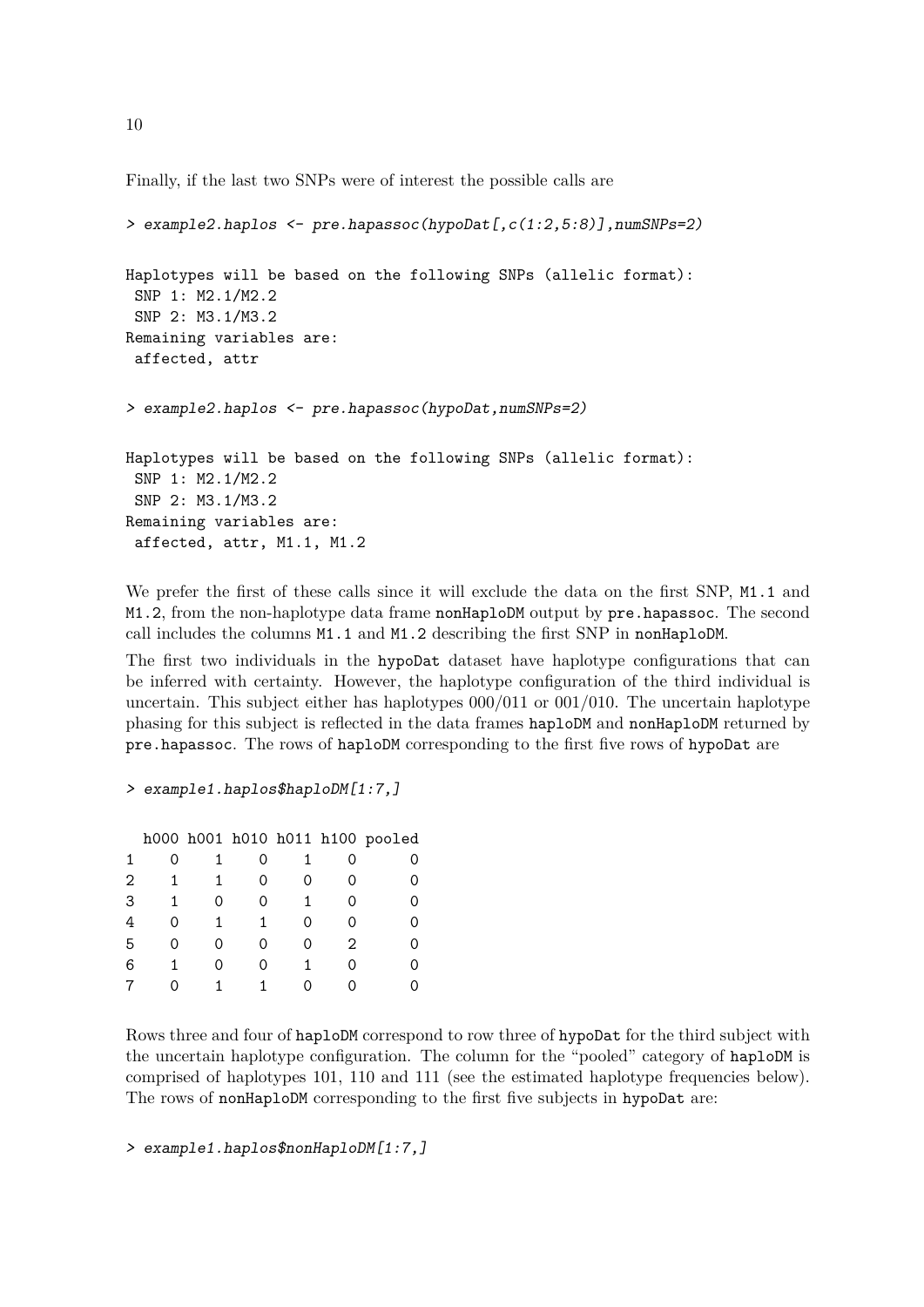Finally, if the last two SNPs were of interest the possible calls are

```
> example2.haplos <- pre.hapassoc(hypoDat[,c(1:2,5:8)],numSNPs=2)

Haplotypes will be based on the following SNPs (allelic format):
 SNP 1: M2.1/M2.2
 SNP 2: M3.1/M3.2
Remaining variables are:
 affected, attr

> example2.haplos <- pre.hapassoc(hypoDat,numSNPs=2)

Haplotypes will be based on the following SNPs (allelic format):
 SNP 1: M2.1/M2.2
 SNP 2: M3.1/M3.2
Remaining variables are:
 affected, attr, M1.1, M1.2
```

We prefer the first of these calls since it will exclude the data on the first SNP, M1.1 and M1.2, from the non-haplotype data frame nonHaploDM output by pre.hapassoc. The second call includes the columns M1.1 and M1.2 describing the first SNP in nonHaploDM.

The first two individuals in the hypoDat dataset have haplotype configurations that can be inferred with certainty. However, the haplotype configuration of the third individual is uncertain. This subject either has haplotypes 000/011 or 001/010. The uncertain haplotype phasing for this subject is reflected in the data frames haploDM and nonHaploDM returned by pre.hapassoc. The rows of haploDM corresponding to the first five rows of hypoDat are

```
> example1.haplos$haploDM[1:7,]

  h000 h001 h010 h011 h100 pooled
1    0    1    0    1    0      0
2    1    1    0    0    0      0
3    1    0    0    1    0      0
4    0    1    1    0    0      0
5    0    0    0    0    2      0
6    1    0    0    1    0      0
7    0    1    1    0    0      0
```

Rows three and four of haploDM correspond to row three of hypoDat for the third subject with the uncertain haplotype configuration. The column for the "pooled" category of haploDM is comprised of haplotypes 101, 110 and 111 (see the estimated haplotype frequencies below). The rows of nonHaploDM corresponding to the first five subjects in hypoDat are:

```
> example1.haplos$nonHaploDM[1:7,]
```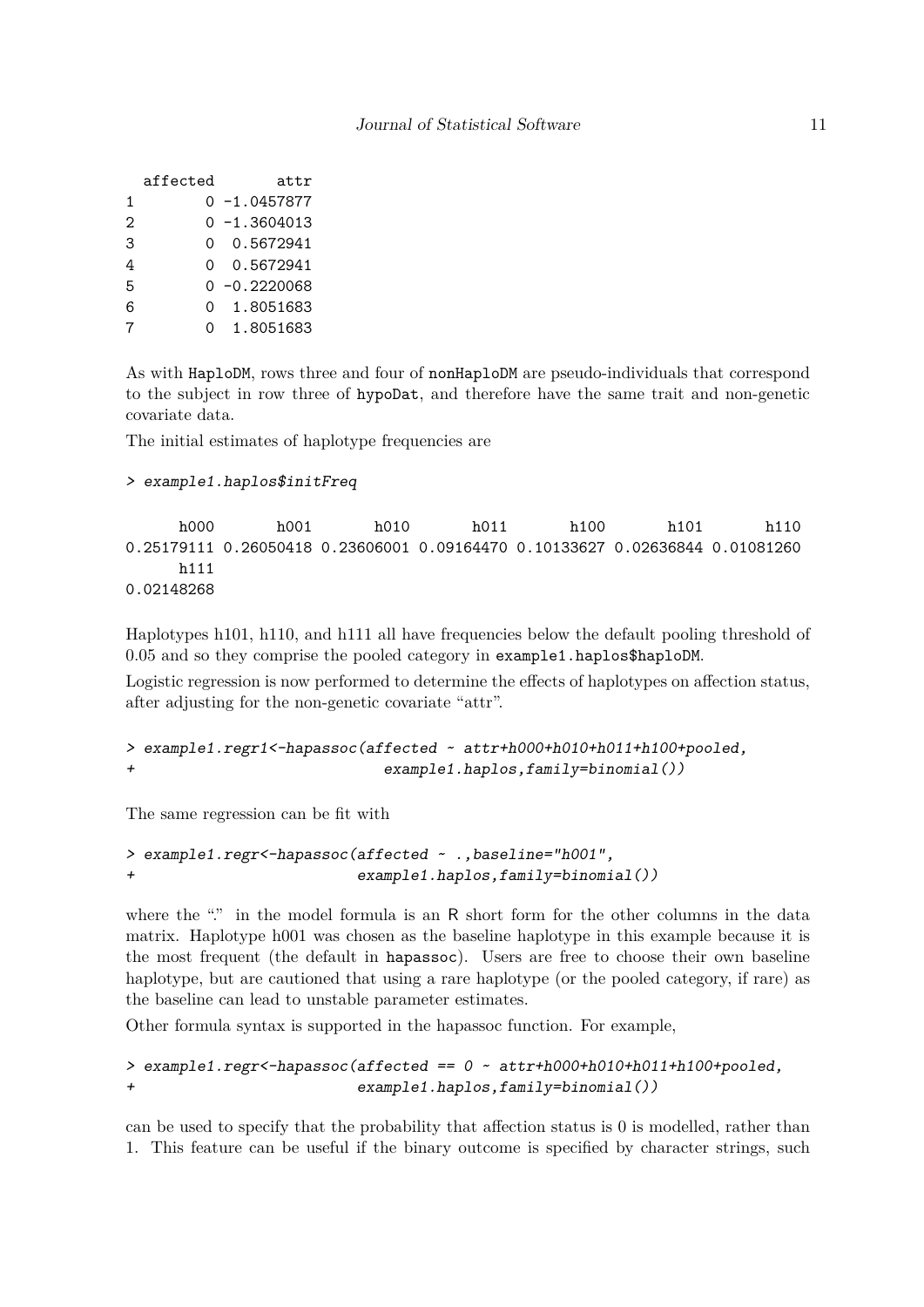```
  affected       attr
1        0 -1.0457877
2        0 -1.3604013
3        0  0.5672941
4        0  0.5672941
5        0 -0.2220068
6        0  1.8051683
7        0  1.8051683
```

As with HaploDM, rows three and four of nonHaploDM are pseudo-individuals that correspond to the subject in row three of hypoDat, and therefore have the same trait and non-genetic covariate data.

The initial estimates of haplotype frequencies are

```
> example1.haplos$initFreq

      h000       h001       h010       h011       h100       h101       h110 
0.25179111 0.26050418 0.23606001 0.09164470 0.10133627 0.02636844 0.01081260 
      h111 
0.02148268 
```

Haplotypes h101, h110, and h111 all have frequencies below the default pooling threshold of 0.05 and so they comprise the pooled category in example1.haplos$haploDM.

Logistic regression is now performed to determine the effects of haplotypes on affection status, after adjusting for the non-genetic covariate "attr".

```
> example1.regr1<-hapassoc(affected ~ attr+h000+h010+h011+h100+pooled,
+                          example1.haplos,family=binomial())
```

The same regression can be fit with

```
> example1.regr<-hapassoc(affected ~ .,baseline="h001",
+                         example1.haplos,family=binomial())
```

where the "." in the model formula is an R short form for the other columns in the data matrix. Haplotype h001 was chosen as the baseline haplotype in this example because it is the most frequent (the default in hapassoc). Users are free to choose their own baseline haplotype, but are cautioned that using a rare haplotype (or the pooled category, if rare) as the baseline can lead to unstable parameter estimates.

Other formula syntax is supported in the hapassoc function. For example,

```
> example1.regr<-hapassoc(affected == 0 ~ attr+h000+h010+h011+h100+pooled,
+                         example1.haplos,family=binomial())
```

can be used to specify that the probability that affection status is 0 is modelled, rather than 1. This feature can be useful if the binary outcome is specified by character strings, such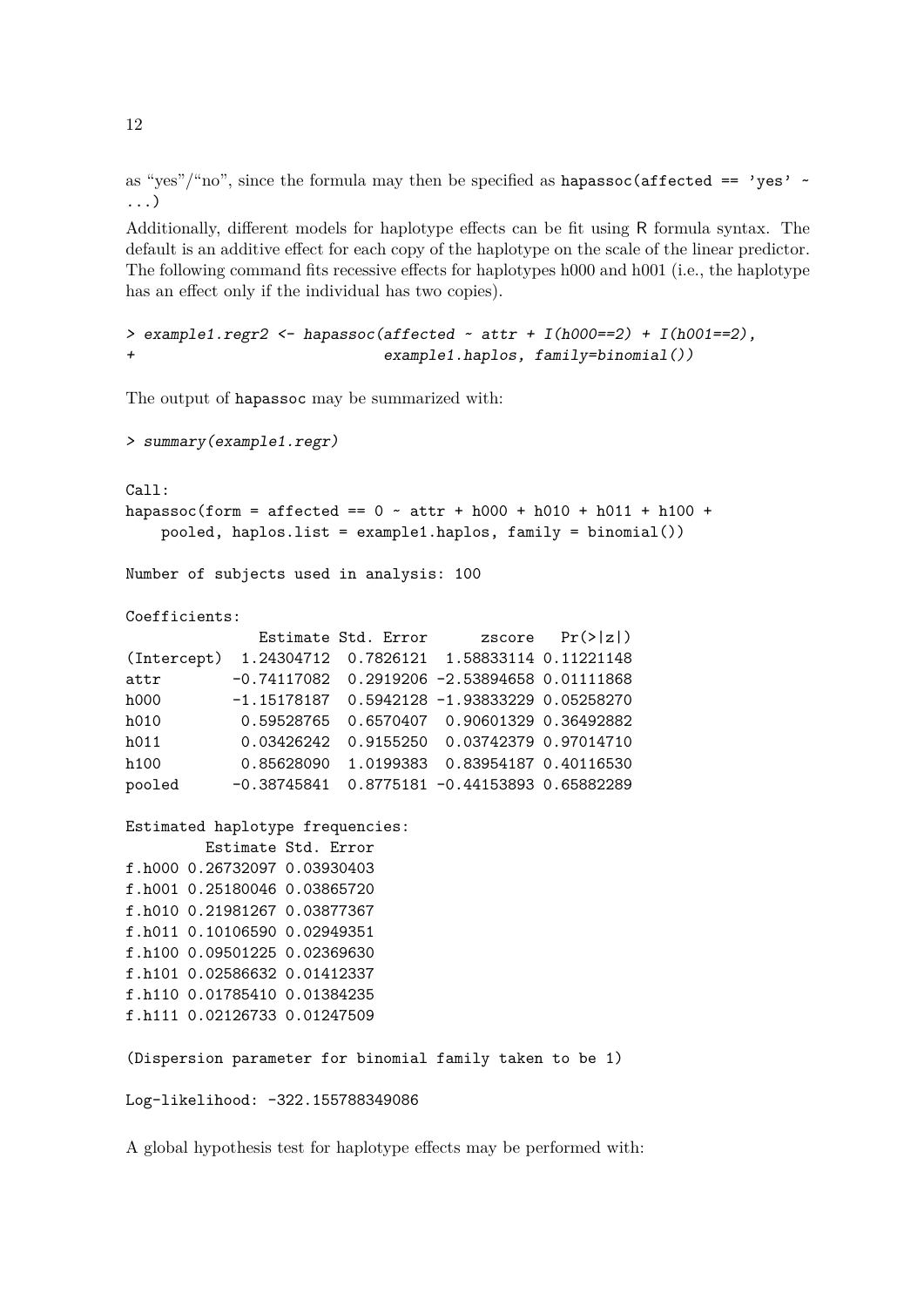as “yes”/“no”, since the formula may then be specified as `hapassoc(affected == 'yes' ~ ...)`

Additionally, different models for haplotype effects can be fit using R formula syntax. The default is an additive effect for each copy of the haplotype on the scale of the linear predictor. The following command fits recessive effects for haplotypes h000 and h001 (i.e., the haplotype has an effect only if the individual has two copies).

```
> example1.regr2 <- hapassoc(affected ~ attr + I(h000==2) + I(h001==2),
+                            example1.haplos, family=binomial())
```

The output of `hapassoc` may be summarized with:

```
> summary(example1.regr)

Call:
hapassoc(form = affected == 0 ~ attr + h000 + h010 + h011 + h100 +
    pooled, haplos.list = example1.haplos, family = binomial())

Number of subjects used in analysis: 100

Coefficients:
              Estimate Std. Error      zscore   Pr(>|z|)
(Intercept)  1.24304712  0.7826121  1.58833114 0.11221148
attr        -0.74117082  0.2919206 -2.53894658 0.01111868
h000        -1.15178187  0.5942128 -1.93833229 0.05258270
h010         0.59528765  0.6570407  0.90601329 0.36492882
h011         0.03426242  0.9155250  0.03742379 0.97014710
h100         0.85628090  1.0199383  0.83954187 0.40116530
pooled      -0.38745841  0.8775181 -0.44153893 0.65882289

Estimated haplotype frequencies:
        Estimate Std. Error
f.h000 0.26732097 0.03930403
f.h001 0.25180046 0.03865720
f.h010 0.21981267 0.03877367
f.h011 0.10106590 0.02949351
f.h100 0.09501225 0.02369630
f.h101 0.02586632 0.01412337
f.h110 0.01785410 0.01384235
f.h111 0.02126733 0.01247509

(Dispersion parameter for binomial family taken to be 1)

Log-likelihood: -322.155788349086
```

A global hypothesis test for haplotype effects may be performed with: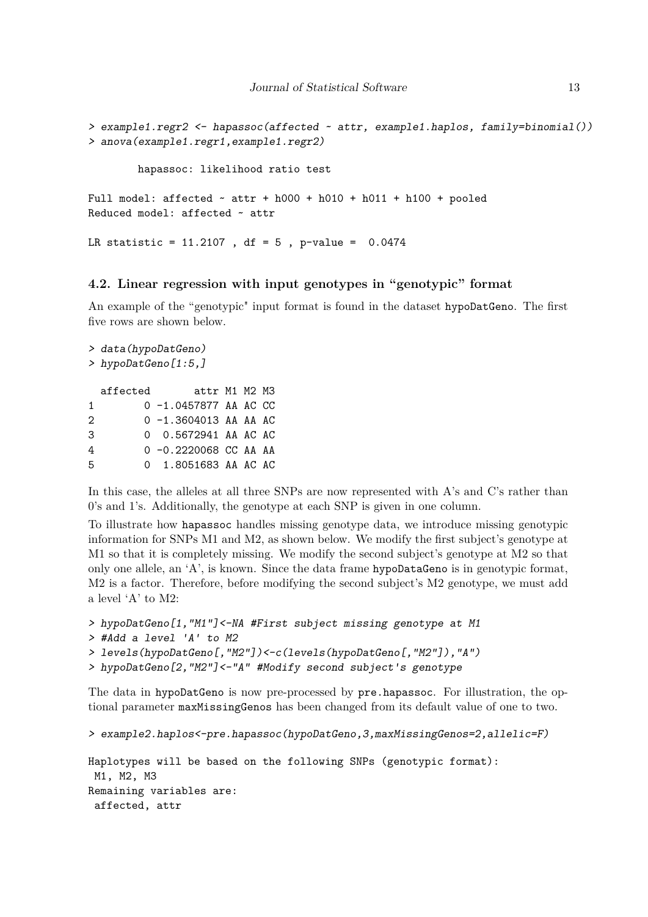```
> example1.regr2 <- hapassoc(affected ~ attr, example1.haplos, family=binomial())
> anova(example1.regr1,example1.regr2)

        hapassoc: likelihood ratio test

Full model: affected ~ attr + h000 + h010 + h011 + h100 + pooled
Reduced model: affected ~ attr

LR statistic = 11.2107 , df = 5 , p-value =  0.0474
```

### 4.2. Linear regression with input genotypes in "genotypic" format

An example of the "genotypic" input format is found in the dataset `hypoDatGeno`. The first five rows are shown below.

```
> data(hypoDatGeno)
> hypoDatGeno[1:5,]

  affected       attr M1 M2 M3
1        0 -1.0457877 AA AC CC
2        0 -1.3604013 AA AA AC
3        0  0.5672941 AA AC AC
4        0 -0.2220068 CC AA AA
5        0  1.8051683 AA AC AC
```

In this case, the alleles at all three SNPs are now represented with A's and C's rather than 0's and 1's. Additionally, the genotype at each SNP is given in one column.

To illustrate how `hapassoc` handles missing genotype data, we introduce missing genotypic information for SNPs M1 and M2, as shown below. We modify the first subject's genotype at M1 so that it is completely missing. We modify the second subject's genotype at M2 so that only one allele, an 'A', is known. Since the data frame `hypoDataGeno` is in genotypic format, M2 is a factor. Therefore, before modifying the second subject's M2 genotype, we must add a level 'A' to M2:

```
> hypoDatGeno[1,"M1"]<-NA #First subject missing genotype at M1
> #Add a level 'A' to M2
> levels(hypoDatGeno[,"M2"])<-c(levels(hypoDatGeno[,"M2"]),"A")
> hypoDatGeno[2,"M2"]<-"A" #Modify second subject's genotype
```

The data in `hypoDatGeno` is now pre-processed by `pre.hapassoc`. For illustration, the optional parameter `maxMissingGenos` has been changed from its default value of one to two.

```
> example2.haplos<-pre.hapassoc(hypoDatGeno,3,maxMissingGenos=2,allelic=F)

Haplotypes will be based on the following SNPs (genotypic format):
 M1, M2, M3
Remaining variables are:
 affected, attr
```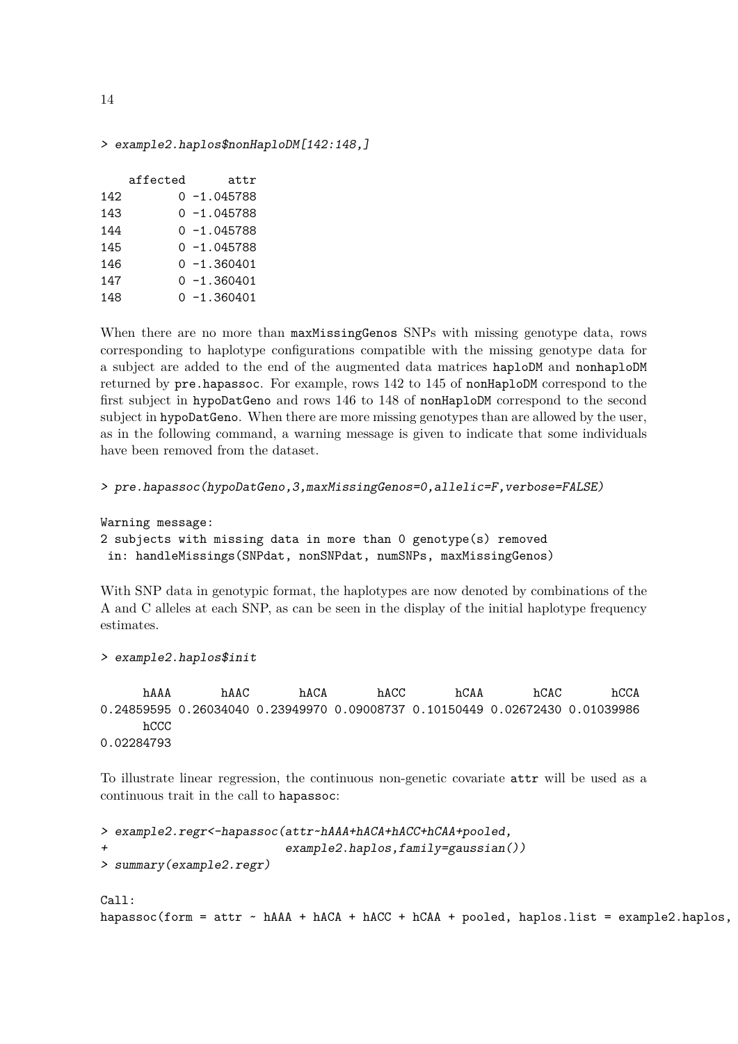```
> example2.haplos$nonHaploDM[142:148,]

    affected      attr
142        0 -1.045788
143        0 -1.045788
144        0 -1.045788
145        0 -1.045788
146        0 -1.360401
147        0 -1.360401
148        0 -1.360401
```

When there are no more than `maxMissingGenos` SNPs with missing genotype data, rows corresponding to haplotype configurations compatible with the missing genotype data for a subject are added to the end of the augmented data matrices `haploDM` and `nonhaploDM` returned by `pre.hapassoc`. For example, rows 142 to 145 of `nonHaploDM` correspond to the first subject in `hypoDatGeno` and rows 146 to 148 of `nonHaploDM` correspond to the second subject in `hypoDatGeno`. When there are more missing genotypes than are allowed by the user, as in the following command, a warning message is given to indicate that some individuals have been removed from the dataset.

```
> pre.hapassoc(hypoDatGeno,3,maxMissingGenos=0,allelic=F,verbose=FALSE)

Warning message:
2 subjects with missing data in more than 0 genotype(s) removed
 in: handleMissings(SNPdat, nonSNPdat, numSNPs, maxMissingGenos)
```

With SNP data in genotypic format, the haplotypes are now denoted by combinations of the A and C alleles at each SNP, as can be seen in the display of the initial haplotype frequency estimates.

```
> example2.haplos$init

      hAAA       hAAC       hACA       hACC       hCAA       hCAC       hCCA
0.24859595 0.26034040 0.23949970 0.09008737 0.10150449 0.02672430 0.01039986
      hCCC
0.02284793
```

To illustrate linear regression, the continuous non-genetic covariate `attr` will be used as a continuous trait in the call to `hapassoc`:

```
> example2.regr<-hapassoc(attr~hAAA+hACA+hACC+hCAA+pooled,
+                         example2.haplos,family=gaussian())
> summary(example2.regr)

Call:
hapassoc(form = attr ~ hAAA + hACA + hACC + hCAA + pooled, haplos.list = example2.haplos,
```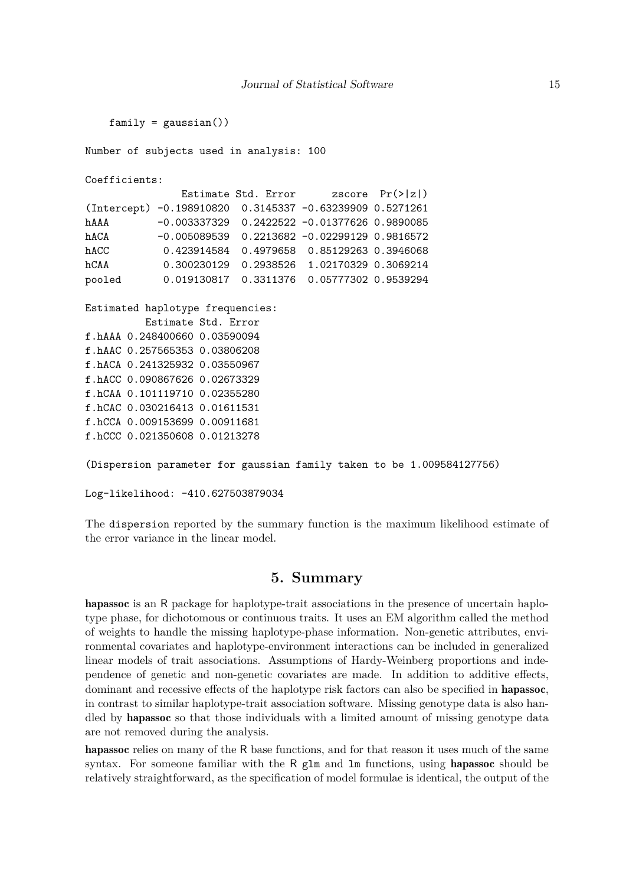```
    family = gaussian())

Number of subjects used in analysis: 100

Coefficients:
               Estimate Std. Error      zscore  Pr(>|z|)
(Intercept) -0.198910820  0.3145337 -0.63239909 0.5271261
hAAA        -0.003337329  0.2422522 -0.01377626 0.9890085
hACA        -0.005089539  0.2213682 -0.02299129 0.9816572
hACC         0.423914584  0.4979658  0.85129263 0.3946068
hCAA         0.300230129  0.2938526  1.02170329 0.3069214
pooled       0.019130817  0.3311376  0.05777302 0.9539294

Estimated haplotype frequencies:
          Estimate Std. Error
f.hAAA 0.248400660 0.03590094
f.hAAC 0.257565353 0.03806208
f.hACA 0.241325932 0.03550967
f.hACC 0.090867626 0.02673329
f.hCAA 0.101119710 0.02355280
f.hCAC 0.030216413 0.01611531
f.hCCA 0.009153699 0.00911681
f.hCCC 0.021350608 0.01213278

(Dispersion parameter for gaussian family taken to be 1.009584127756)

Log-likelihood: -410.627503879034
```

The `dispersion` reported by the summary function is the maximum likelihood estimate of the error variance in the linear model.

## 5. Summary

**hapassoc** is an R package for haplotype-trait associations in the presence of uncertain haplotype phase, for dichotomous or continuous traits. It uses an EM algorithm called the method of weights to handle the missing haplotype-phase information. Non-genetic attributes, environmental covariates and haplotype-environment interactions can be included in generalized linear models of trait associations. Assumptions of Hardy-Weinberg proportions and independence of genetic and non-genetic covariates are made. In addition to additive effects, dominant and recessive effects of the haplotype risk factors can also be specified in **hapassoc**, in contrast to similar haplotype-trait association software. Missing genotype data is also handled by **hapassoc** so that those individuals with a limited amount of missing genotype data are not removed during the analysis.

**hapassoc** relies on many of the R base functions, and for that reason it uses much of the same syntax. For someone familiar with the R `glm` and `lm` functions, using **hapassoc** should be relatively straightforward, as the specification of model formulae is identical, the output of the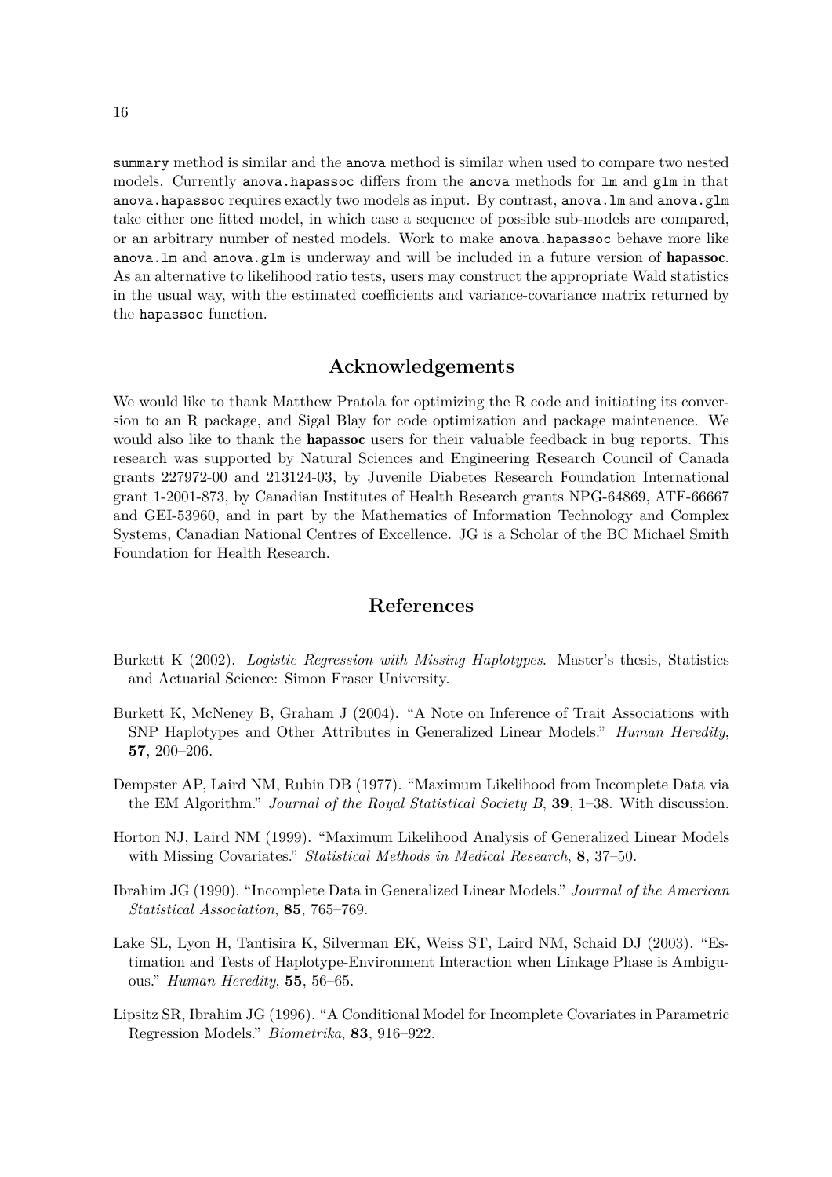`summary` method is similar and the `anova` method is similar when used to compare two nested models. Currently `anova.hapassoc` differs from the `anova` methods for `lm` and `glm` in that `anova.hapassoc` requires exactly two models as input. By contrast, `anova.lm` and `anova.glm` take either one fitted model, in which case a sequence of possible sub-models are compared, or an arbitrary number of nested models. Work to make `anova.hapassoc` behave more like `anova.lm` and `anova.glm` is underway and will be included in a future version of **hapassoc**. As an alternative to likelihood ratio tests, users may construct the appropriate Wald statistics in the usual way, with the estimated coefficients and variance-covariance matrix returned by the `hapassoc` function.

## Acknowledgements

We would like to thank Matthew Pratola for optimizing the R code and initiating its conversion to an R package, and Sigal Blay for code optimization and package maintenence. We would also like to thank the **hapassoc** users for their valuable feedback in bug reports. This research was supported by Natural Sciences and Engineering Research Council of Canada grants 227972-00 and 213124-03, by Juvenile Diabetes Research Foundation International grant 1-2001-873, by Canadian Institutes of Health Research grants NPG-64869, ATF-66667 and GEI-53960, and in part by the Mathematics of Information Technology and Complex Systems, Canadian National Centres of Excellence. JG is a Scholar of the BC Michael Smith Foundation for Health Research.

## References

Burkett K (2002). *Logistic Regression with Missing Haplotypes*. Master's thesis, Statistics and Actuarial Science: Simon Fraser University.

Burkett K, McNeney B, Graham J (2004). "A Note on Inference of Trait Associations with SNP Haplotypes and Other Attributes in Generalized Linear Models." *Human Heredity*, **57**, 200–206.

Dempster AP, Laird NM, Rubin DB (1977). "Maximum Likelihood from Incomplete Data via the EM Algorithm." *Journal of the Royal Statistical Society B*, **39**, 1–38. With discussion.

Horton NJ, Laird NM (1999). "Maximum Likelihood Analysis of Generalized Linear Models with Missing Covariates." *Statistical Methods in Medical Research*, **8**, 37–50.

Ibrahim JG (1990). "Incomplete Data in Generalized Linear Models." *Journal of the American Statistical Association*, **85**, 765–769.

Lake SL, Lyon H, Tantisira K, Silverman EK, Weiss ST, Laird NM, Schaid DJ (2003). "Estimation and Tests of Haplotype-Environment Interaction when Linkage Phase is Ambiguous." *Human Heredity*, **55**, 56–65.

Lipsitz SR, Ibrahim JG (1996). "A Conditional Model for Incomplete Covariates in Parametric Regression Models." *Biometrika*, **83**, 916–922.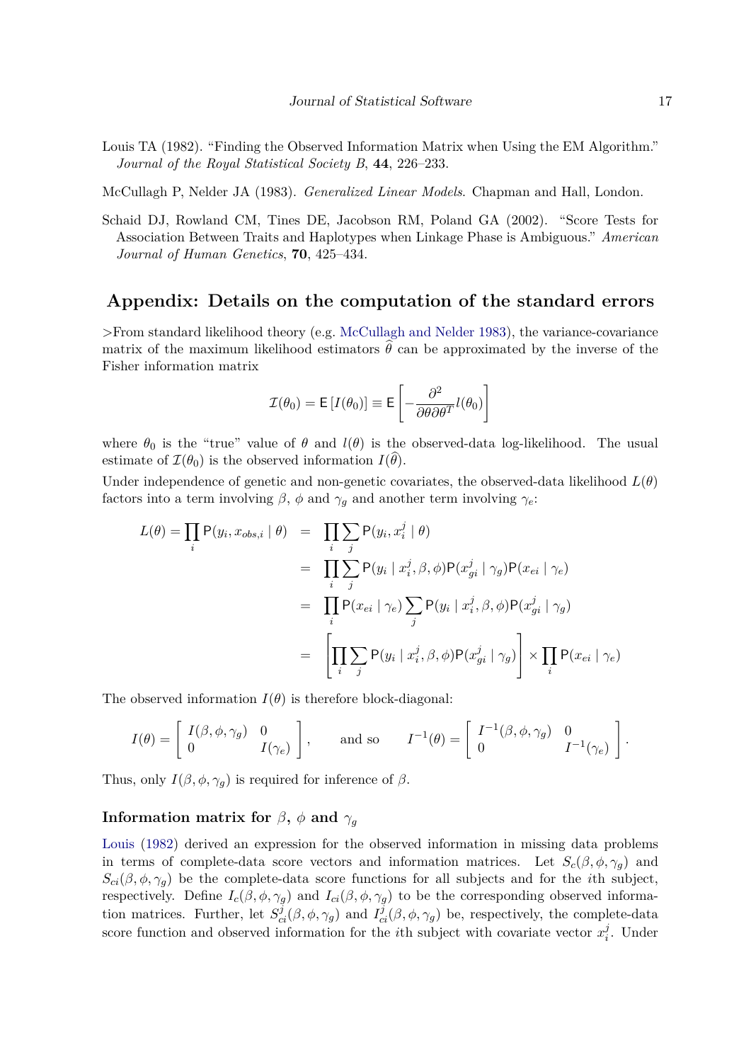Louis TA (1982). "Finding the Observed Information Matrix when Using the EM Algorithm." *Journal of the Royal Statistical Society B*, **44**, 226–233.

McCullagh P, Nelder JA (1983). *Generalized Linear Models*. Chapman and Hall, London.

Schaid DJ, Rowland CM, Tines DE, Jacobson RM, Poland GA (2002). "Score Tests for Association Between Traits and Haplotypes when Linkage Phase is Ambiguous." *American Journal of Human Genetics*, **70**, 425–434.

## Appendix: Details on the computation of the standard errors

>From standard likelihood theory (e.g. McCullagh and Nelder 1983), the variance-covariance matrix of the maximum likelihood estimators $\widehat{\theta}$ can be approximated by the inverse of the Fisher information matrix

$$\mathcal{I}(\theta_0) = \mathsf{E}\left[I(\theta_0)\right] \equiv \mathsf{E}\left[-\frac{\partial^2}{\partial\theta\partial\theta^T} l(\theta_0)\right]$$

where $\theta_0$ is the "true" value of $\theta$ and $l(\theta)$ is the observed-data log-likelihood. The usual estimate of $\mathcal{I}(\theta_0)$ is the observed information $I(\widehat{\theta})$.

Under independence of genetic and non-genetic covariates, the observed-data likelihood $L(\theta)$ factors into a term involving $\beta$, $\phi$ and $\gamma_g$ and another term involving $\gamma_e$:

$$\begin{aligned}
L(\theta) = \prod_i \mathsf{P}(y_i, x_{obs,i} \mid \theta) &= \prod_i \sum_j \mathsf{P}(y_i, x_i^j \mid \theta) \\
&= \prod_i \sum_j \mathsf{P}(y_i \mid x_i^j, \beta, \phi)\mathsf{P}(x_{gi}^j \mid \gamma_g)\mathsf{P}(x_{ei} \mid \gamma_e) \\
&= \prod_i \mathsf{P}(x_{ei} \mid \gamma_e) \sum_j \mathsf{P}(y_i \mid x_i^j, \beta, \phi)\mathsf{P}(x_{gi}^j \mid \gamma_g) \\
&= \left[\prod_i \sum_j \mathsf{P}(y_i \mid x_i^j, \beta, \phi)\mathsf{P}(x_{gi}^j \mid \gamma_g)\right] \times \prod_i \mathsf{P}(x_{ei} \mid \gamma_e)
\end{aligned}$$

The observed information $I(\theta)$ is therefore block-diagonal:

$$I(\theta) = \begin{bmatrix} I(\beta, \phi, \gamma_g) & 0 \\ 0 & I(\gamma_e) \end{bmatrix}, \qquad \text{and so} \qquad I^{-1}(\theta) = \begin{bmatrix} I^{-1}(\beta, \phi, \gamma_g) & 0 \\ 0 & I^{-1}(\gamma_e) \end{bmatrix}.$$

Thus, only $I(\beta, \phi, \gamma_g)$ is required for inference of $\beta$.

### Information matrix for $\beta$, $\phi$ and $\gamma_g$

Louis (1982) derived an expression for the observed information in missing data problems in terms of complete-data score vectors and information matrices. Let $S_c(\beta, \phi, \gamma_g)$ and $S_{ci}(\beta, \phi, \gamma_g)$ be the complete-data score functions for all subjects and for the $i$th subject, respectively. Define $I_c(\beta, \phi, \gamma_g)$ and $I_{ci}(\beta, \phi, \gamma_g)$ to be the corresponding observed information matrices. Further, let $S_{ci}^j(\beta, \phi, \gamma_g)$ and $I_{ci}^j(\beta, \phi, \gamma_g)$ be, respectively, the complete-data score function and observed information for the $i$th subject with covariate vector $x_i^j$. Under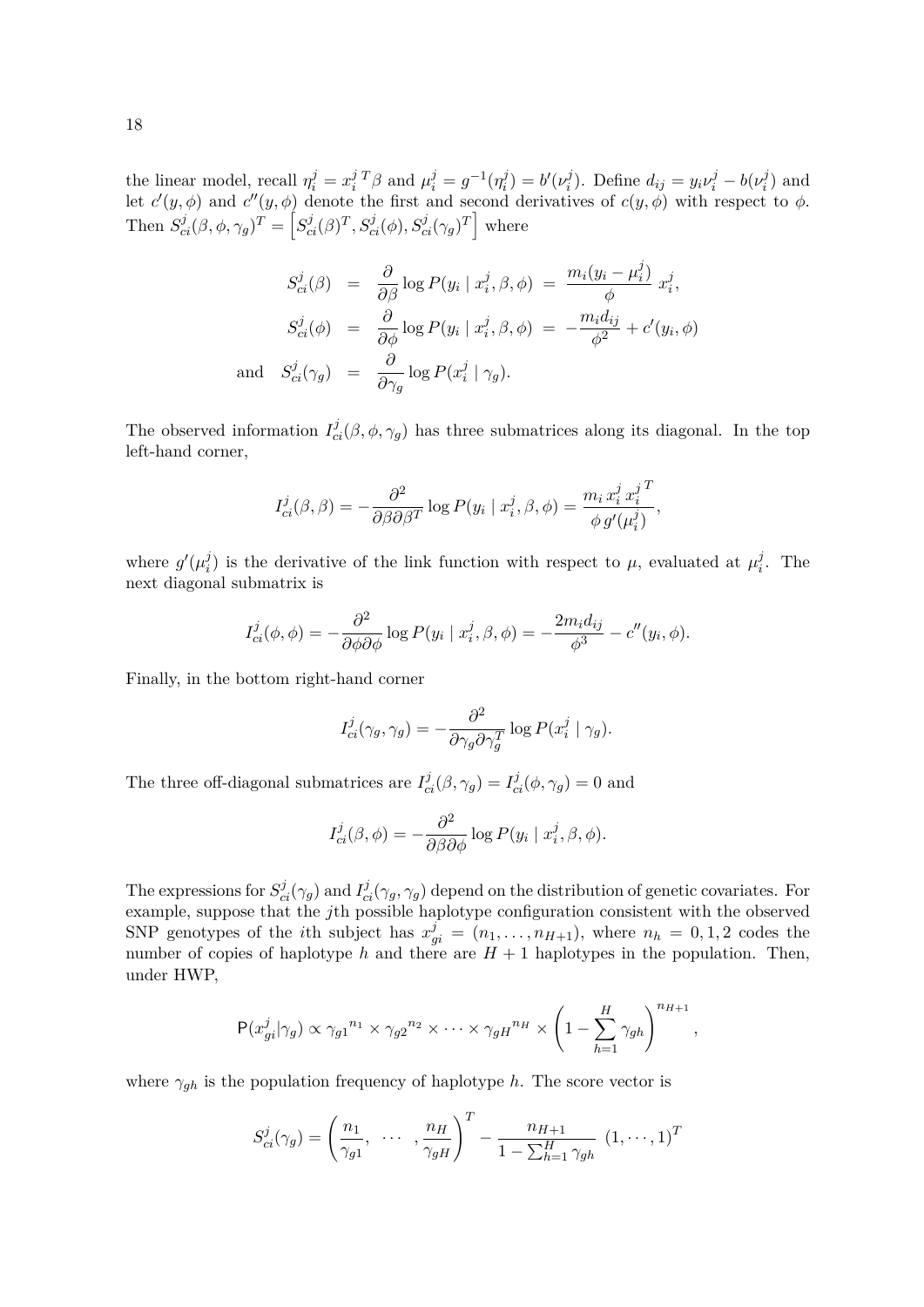the linear model, recall $\eta_i^j = x_i^{j\,T}\beta$ and $\mu_i^j = g^{-1}(\eta_i^j) = b'(\nu_i^j)$. Define $d_{ij} = y_i\nu_i^j - b(\nu_i^j)$ and let $c'(y,\phi)$ and $c''(y,\phi)$ denote the first and second derivatives of $c(y,\phi)$ with respect to $\phi$. Then $S_{ci}^j(\beta,\phi,\gamma_g)^T = \left[S_{ci}^j(\beta)^T, S_{ci}^j(\phi), S_{ci}^j(\gamma_g)^T\right]$ where

$$
\begin{aligned}
S_{ci}^j(\beta) &= \frac{\partial}{\partial\beta}\log P(y_i \mid x_i^j,\beta,\phi) \;=\; \frac{m_i(y_i-\mu_i^j)}{\phi}\,x_i^j,\\
S_{ci}^j(\phi) &= \frac{\partial}{\partial\phi}\log P(y_i \mid x_i^j,\beta,\phi) \;=\; -\frac{m_i d_{ij}}{\phi^2} + c'(y_i,\phi)\\
\text{and}\quad S_{ci}^j(\gamma_g) &= \frac{\partial}{\partial\gamma_g}\log P(x_i^j \mid \gamma_g).
\end{aligned}
$$

The observed information $I_{ci}^j(\beta,\phi,\gamma_g)$ has three submatrices along its diagonal. In the top left-hand corner,

$$
I_{ci}^j(\beta,\beta) = -\frac{\partial^2}{\partial\beta\partial\beta^T}\log P(y_i \mid x_i^j,\beta,\phi) = \frac{m_i\,x_i^j\,x_i^{j\,T}}{\phi\,g'(\mu_i^j)},
$$

where $g'(\mu_i^j)$ is the derivative of the link function with respect to $\mu$, evaluated at $\mu_i^j$. The next diagonal submatrix is

$$
I_{ci}^j(\phi,\phi) = -\frac{\partial^2}{\partial\phi\partial\phi}\log P(y_i \mid x_i^j,\beta,\phi) = -\frac{2m_i d_{ij}}{\phi^3} - c''(y_i,\phi).
$$

Finally, in the bottom right-hand corner

$$
I_{ci}^j(\gamma_g,\gamma_g) = -\frac{\partial^2}{\partial\gamma_g\partial\gamma_g^T}\log P(x_i^j \mid \gamma_g).
$$

The three off-diagonal submatrices are $I_{ci}^j(\beta,\gamma_g) = I_{ci}^j(\phi,\gamma_g) = 0$ and

$$
I_{ci}^j(\beta,\phi) = -\frac{\partial^2}{\partial\beta\partial\phi}\log P(y_i \mid x_i^j,\beta,\phi).
$$

The expressions for $S_{ci}^j(\gamma_g)$ and $I_{ci}^j(\gamma_g,\gamma_g)$ depend on the distribution of genetic covariates. For example, suppose that the $j$th possible haplotype configuration consistent with the observed SNP genotypes of the $i$th subject has $x_{gi}^j = (n_1,\ldots,n_{H+1})$, where $n_h = 0,1,2$ codes the number of copies of haplotype $h$ and there are $H+1$ haplotypes in the population. Then, under HWP,

$$
\mathsf{P}(x_{gi}^j|\gamma_g) \propto {\gamma_{g1}}^{n_1} \times {\gamma_{g2}}^{n_2} \times \cdots \times {\gamma_{gH}}^{n_H} \times \left(1-\sum_{h=1}^{H}\gamma_{gh}\right)^{n_{H+1}},
$$

where $\gamma_{gh}$ is the population frequency of haplotype $h$. The score vector is

$$
S_{ci}^j(\gamma_g) = \left(\frac{n_1}{\gamma_{g1}},\;\cdots\;,\frac{n_H}{\gamma_{gH}}\right)^T - \frac{n_{H+1}}{1-\sum_{h=1}^{H}\gamma_{gh}}\;(1,\cdots,1)^T
$$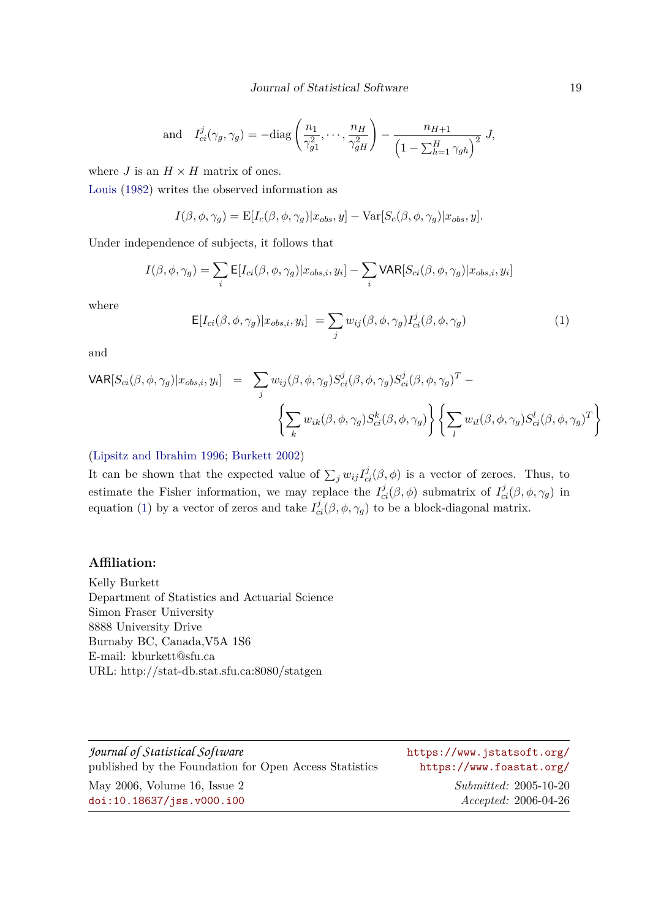$$\text{and} \quad I^j_{ci}(\gamma_g, \gamma_g) = -\text{diag}\left(\frac{n_1}{\gamma^2_{g1}}, \cdots, \frac{n_H}{\gamma^2_{gH}}\right) - \frac{n_{H+1}}{\left(1 - \sum_{h=1}^{H} \gamma_{gh}\right)^2} J,$$

where $J$ is an $H \times H$ matrix of ones.

Louis (1982) writes the observed information as

$$I(\beta, \phi, \gamma_g) = \text{E}[I_c(\beta, \phi, \gamma_g)|x_{obs}, y] - \text{Var}[S_c(\beta, \phi, \gamma_g)|x_{obs}, y].$$

Under independence of subjects, it follows that

$$I(\beta, \phi, \gamma_g) = \sum_i \mathsf{E}[I_{ci}(\beta, \phi, \gamma_g)|x_{obs,i}, y_i] - \sum_i \mathsf{VAR}[S_{ci}(\beta, \phi, \gamma_g)|x_{obs,i}, y_i]$$

where

$$\mathsf{E}[I_{ci}(\beta, \phi, \gamma_g)|x_{obs,i}, y_i] = \sum_j w_{ij}(\beta, \phi, \gamma_g) I^j_{ci}(\beta, \phi, \gamma_g) \tag{1}$$

and

$$\begin{aligned}\mathsf{VAR}[S_{ci}(\beta, \phi, \gamma_g)|x_{obs,i}, y_i] &= \sum_j w_{ij}(\beta, \phi, \gamma_g) S^j_{ci}(\beta, \phi, \gamma_g) S^j_{ci}(\beta, \phi, \gamma_g)^T - \\ &\left\{\sum_k w_{ik}(\beta, \phi, \gamma_g) S^k_{ci}(\beta, \phi, \gamma_g)\right\}\left\{\sum_l w_{il}(\beta, \phi, \gamma_g) S^l_{ci}(\beta, \phi, \gamma_g)^T\right\}\end{aligned}$$

(Lipsitz and Ibrahim 1996; Burkett 2002)

It can be shown that the expected value of $\sum_j w_{ij} I^j_{ci}(\beta, \phi)$ is a vector of zeroes. Thus, to estimate the Fisher information, we may replace the $I^j_{ci}(\beta, \phi)$ submatrix of $I^j_{ci}(\beta, \phi, \gamma_g)$ in equation (1) by a vector of zeros and take $I^j_{ci}(\beta, \phi, \gamma_g)$ to be a block-diagonal matrix.

### Affiliation:

Kelly Burkett
Department of Statistics and Actuarial Science
Simon Fraser University
8888 University Drive
Burnaby BC, Canada,V5A 1S6
E-mail: kburkett@sfu.ca
URL: http://stat-db.stat.sfu.ca:8080/statgen